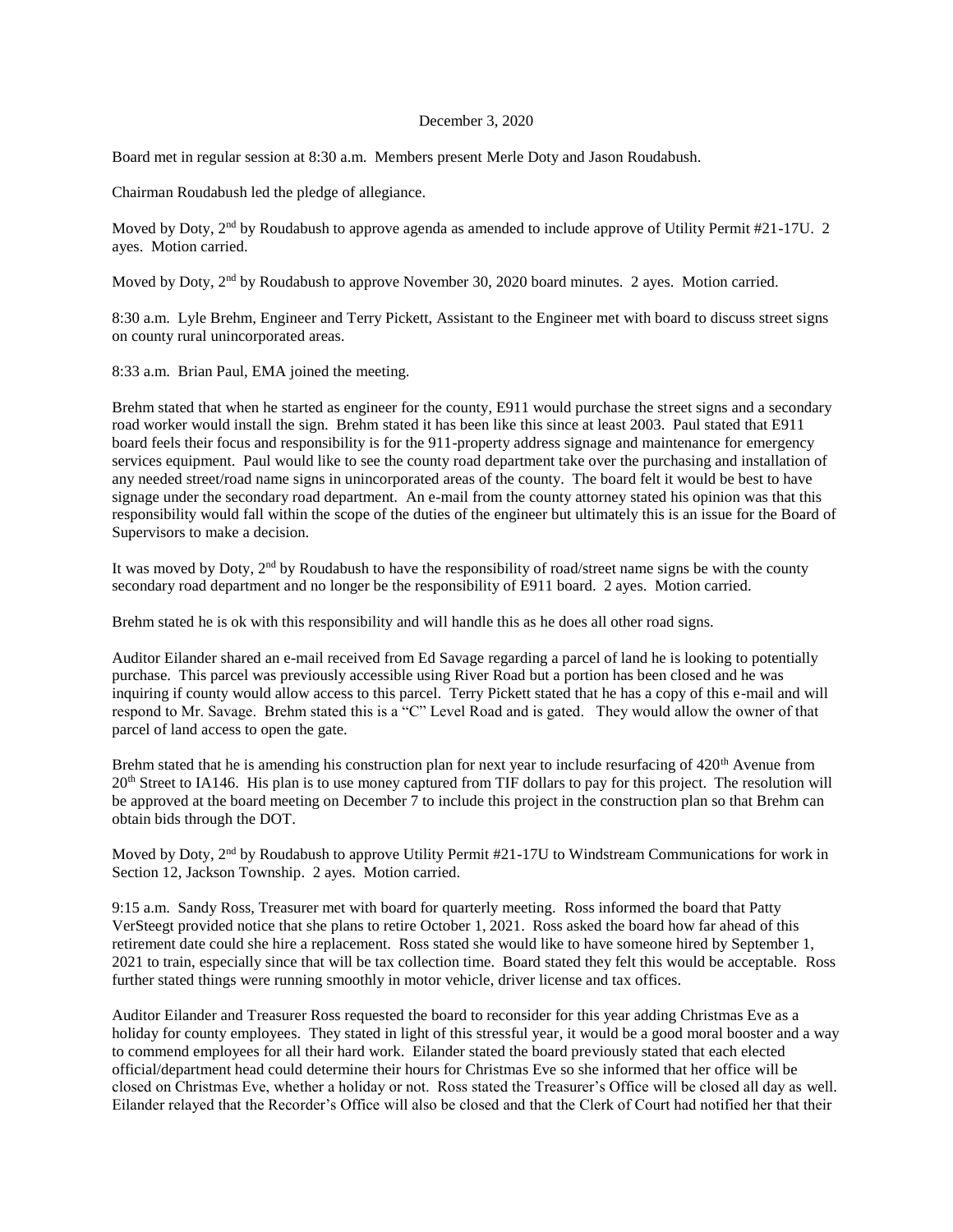December 3, 2020

Board met in regular session at 8:30 a.m. Members present Merle Doty and Jason Roudabush.

Chairman Roudabush led the pledge of allegiance.

Moved by Doty, 2nd by Roudabush to approve agenda as amended to include approve of Utility Permit #21-17U. 2 ayes. Motion carried.

Moved by Doty, 2nd by Roudabush to approve November 30, 2020 board minutes. 2 ayes. Motion carried.

8:30 a.m. Lyle Brehm, Engineer and Terry Pickett, Assistant to the Engineer met with board to discuss street signs on county rural unincorporated areas.

8:33 a.m. Brian Paul, EMA joined the meeting.

Brehm stated that when he started as engineer for the county, E911 would purchase the street signs and a secondary road worker would install the sign. Brehm stated it has been like this since at least 2003. Paul stated that E911 board feels their focus and responsibility is for the 911-property address signage and maintenance for emergency services equipment. Paul would like to see the county road department take over the purchasing and installation of any needed street/road name signs in unincorporated areas of the county. The board felt it would be best to have signage under the secondary road department. An e-mail from the county attorney stated his opinion was that this responsibility would fall within the scope of the duties of the engineer but ultimately this is an issue for the Board of Supervisors to make a decision.

It was moved by Doty, 2nd by Roudabush to have the responsibility of road/street name signs be with the county secondary road department and no longer be the responsibility of E911 board. 2 ayes. Motion carried.

Brehm stated he is ok with this responsibility and will handle this as he does all other road signs.

Auditor Eilander shared an e-mail received from Ed Savage regarding a parcel of land he is looking to potentially purchase. This parcel was previously accessible using River Road but a portion has been closed and he was inquiring if county would allow access to this parcel. Terry Pickett stated that he has a copy of this e-mail and will respond to Mr. Savage. Brehm stated this is a "C" Level Road and is gated. They would allow the owner of that parcel of land access to open the gate.

Brehm stated that he is amending his construction plan for next year to include resurfacing of 420th Avenue from 20th Street to IA146. His plan is to use money captured from TIF dollars to pay for this project. The resolution will be approved at the board meeting on December 7 to include this project in the construction plan so that Brehm can obtain bids through the DOT.

Moved by Doty, 2nd by Roudabush to approve Utility Permit #21-17U to Windstream Communications for work in Section 12, Jackson Township. 2 ayes. Motion carried.

9:15 a.m. Sandy Ross, Treasurer met with board for quarterly meeting. Ross informed the board that Patty VerSteegt provided notice that she plans to retire October 1, 2021. Ross asked the board how far ahead of this retirement date could she hire a replacement. Ross stated she would like to have someone hired by September 1, 2021 to train, especially since that will be tax collection time. Board stated they felt this would be acceptable. Ross further stated things were running smoothly in motor vehicle, driver license and tax offices.

Auditor Eilander and Treasurer Ross requested the board to reconsider for this year adding Christmas Eve as a holiday for county employees. They stated in light of this stressful year, it would be a good moral booster and a way to commend employees for all their hard work. Eilander stated the board previously stated that each elected official/department head could determine their hours for Christmas Eve so she informed that her office will be closed on Christmas Eve, whether a holiday or not. Ross stated the Treasurer's Office will be closed all day as well. Eilander relayed that the Recorder's Office will also be closed and that the Clerk of Court had notified her that their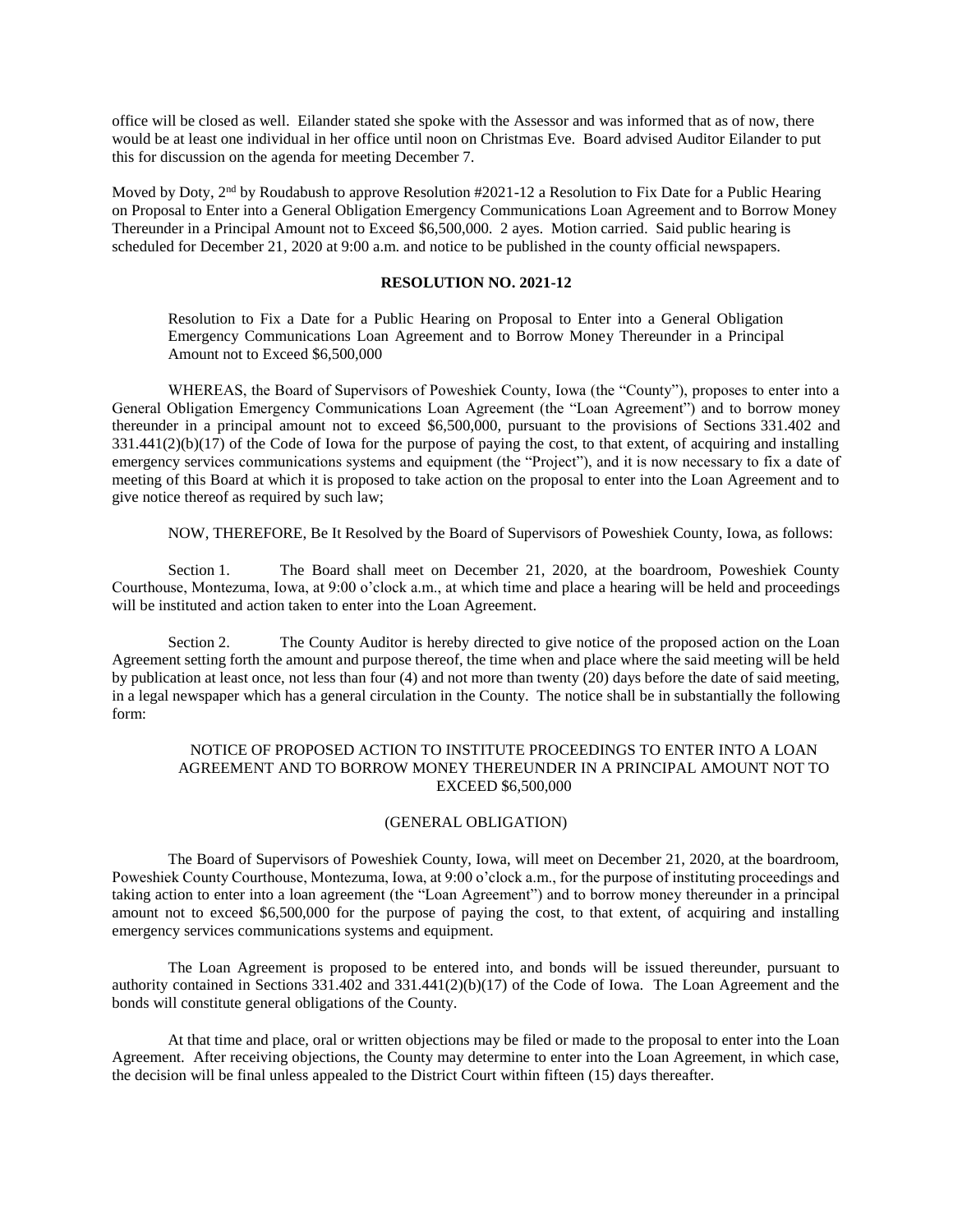office will be closed as well. Eilander stated she spoke with the Assessor and was informed that as of now, there would be at least one individual in her office until noon on Christmas Eve. Board advised Auditor Eilander to put this for discussion on the agenda for meeting December 7.

Moved by Doty, 2nd by Roudabush to approve Resolution #2021-12 a Resolution to Fix Date for a Public Hearing on Proposal to Enter into a General Obligation Emergency Communications Loan Agreement and to Borrow Money Thereunder in a Principal Amount not to Exceed $6,500,000. 2 ayes. Motion carried. Said public hearing is scheduled for December 21, 2020 at 9:00 a.m. and notice to be published in the county official newspapers.

**RESOLUTION NO. 2021-12**

Resolution to Fix a Date for a Public Hearing on Proposal to Enter into a General Obligation Emergency Communications Loan Agreement and to Borrow Money Thereunder in a Principal Amount not to Exceed $6,500,000

WHEREAS, the Board of Supervisors of Poweshiek County, Iowa (the "County"), proposes to enter into a General Obligation Emergency Communications Loan Agreement (the "Loan Agreement") and to borrow money thereunder in a principal amount not to exceed $6,500,000, pursuant to the provisions of Sections 331.402 and 331.441(2)(b)(17) of the Code of Iowa for the purpose of paying the cost, to that extent, of acquiring and installing emergency services communications systems and equipment (the "Project"), and it is now necessary to fix a date of meeting of this Board at which it is proposed to take action on the proposal to enter into the Loan Agreement and to give notice thereof as required by such law;

NOW, THEREFORE, Be It Resolved by the Board of Supervisors of Poweshiek County, Iowa, as follows:

Section 1. The Board shall meet on December 21, 2020, at the boardroom, Poweshiek County Courthouse, Montezuma, Iowa, at 9:00 o'clock a.m., at which time and place a hearing will be held and proceedings will be instituted and action taken to enter into the Loan Agreement.

Section 2. The County Auditor is hereby directed to give notice of the proposed action on the Loan Agreement setting forth the amount and purpose thereof, the time when and place where the said meeting will be held by publication at least once, not less than four (4) and not more than twenty (20) days before the date of said meeting, in a legal newspaper which has a general circulation in the County. The notice shall be in substantially the following form:

NOTICE OF PROPOSED ACTION TO INSTITUTE PROCEEDINGS TO ENTER INTO A LOAN AGREEMENT AND TO BORROW MONEY THEREUNDER IN A PRINCIPAL AMOUNT NOT TO EXCEED $6,500,000

(GENERAL OBLIGATION)

The Board of Supervisors of Poweshiek County, Iowa, will meet on December 21, 2020, at the boardroom, Poweshiek County Courthouse, Montezuma, Iowa, at 9:00 o'clock a.m., for the purpose of instituting proceedings and taking action to enter into a loan agreement (the "Loan Agreement") and to borrow money thereunder in a principal amount not to exceed $6,500,000 for the purpose of paying the cost, to that extent, of acquiring and installing emergency services communications systems and equipment.

The Loan Agreement is proposed to be entered into, and bonds will be issued thereunder, pursuant to authority contained in Sections 331.402 and 331.441(2)(b)(17) of the Code of Iowa. The Loan Agreement and the bonds will constitute general obligations of the County.

At that time and place, oral or written objections may be filed or made to the proposal to enter into the Loan Agreement. After receiving objections, the County may determine to enter into the Loan Agreement, in which case, the decision will be final unless appealed to the District Court within fifteen (15) days thereafter.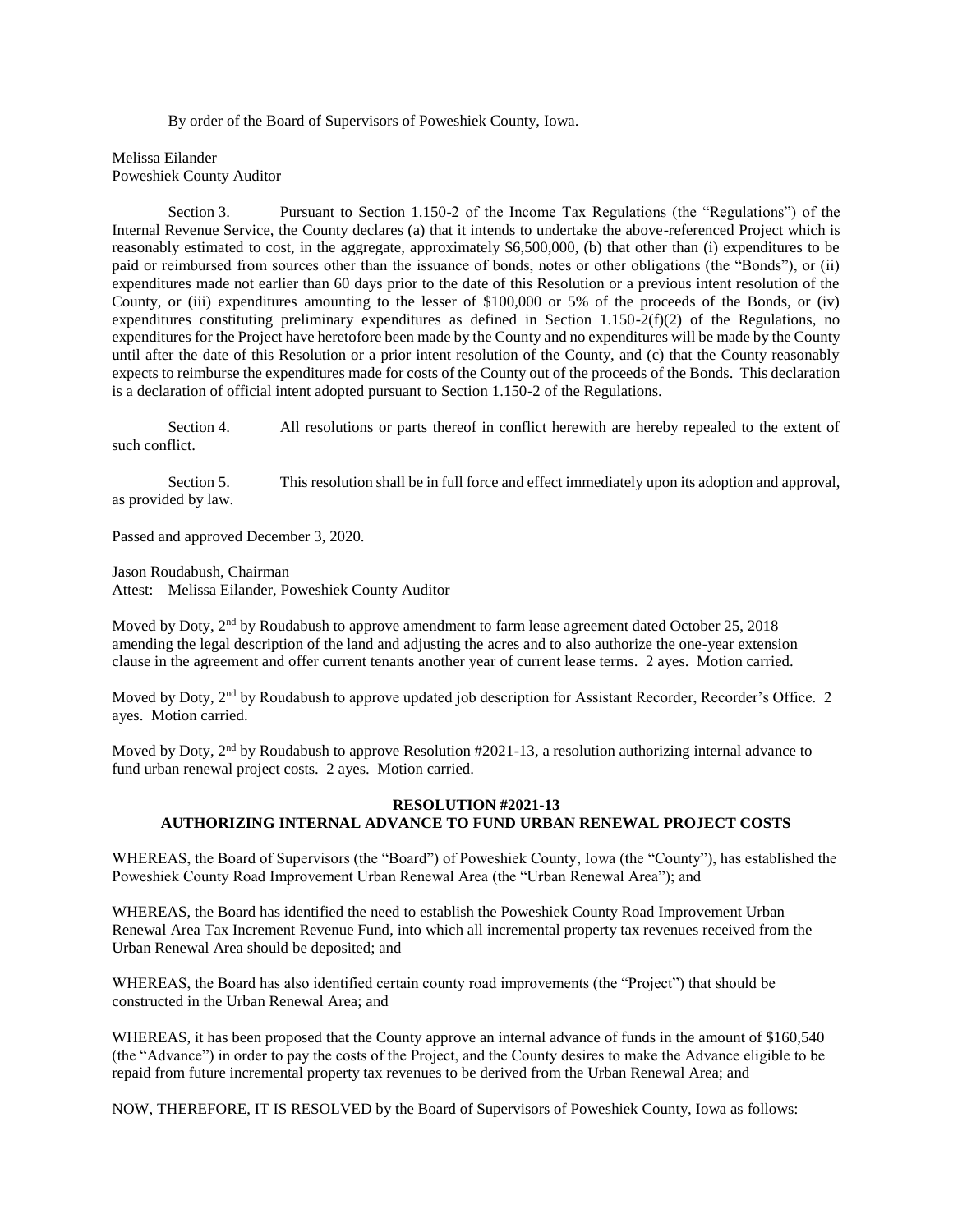By order of the Board of Supervisors of Poweshiek County, Iowa.

Melissa Eilander
Poweshiek County Auditor

Section 3. Pursuant to Section 1.150-2 of the Income Tax Regulations (the "Regulations") of the Internal Revenue Service, the County declares (a) that it intends to undertake the above-referenced Project which is reasonably estimated to cost, in the aggregate, approximately $6,500,000, (b) that other than (i) expenditures to be paid or reimbursed from sources other than the issuance of bonds, notes or other obligations (the "Bonds"), or (ii) expenditures made not earlier than 60 days prior to the date of this Resolution or a previous intent resolution of the County, or (iii) expenditures amounting to the lesser of $100,000 or 5% of the proceeds of the Bonds, or (iv) expenditures constituting preliminary expenditures as defined in Section 1.150-2(f)(2) of the Regulations, no expenditures for the Project have heretofore been made by the County and no expenditures will be made by the County until after the date of this Resolution or a prior intent resolution of the County, and (c) that the County reasonably expects to reimburse the expenditures made for costs of the County out of the proceeds of the Bonds. This declaration is a declaration of official intent adopted pursuant to Section 1.150-2 of the Regulations.

Section 4. All resolutions or parts thereof in conflict herewith are hereby repealed to the extent of such conflict.

Section 5. This resolution shall be in full force and effect immediately upon its adoption and approval, as provided by law.

Passed and approved December 3, 2020.

Jason Roudabush, Chairman
Attest: Melissa Eilander, Poweshiek County Auditor

Moved by Doty, 2nd by Roudabush to approve amendment to farm lease agreement dated October 25, 2018 amending the legal description of the land and adjusting the acres and to also authorize the one-year extension clause in the agreement and offer current tenants another year of current lease terms. 2 ayes. Motion carried.

Moved by Doty, 2nd by Roudabush to approve updated job description for Assistant Recorder, Recorder's Office. 2 ayes. Motion carried.

Moved by Doty, 2nd by Roudabush to approve Resolution #2021-13, a resolution authorizing internal advance to fund urban renewal project costs. 2 ayes. Motion carried.

**RESOLUTION #2021-13**
**AUTHORIZING INTERNAL ADVANCE TO FUND URBAN RENEWAL PROJECT COSTS**

WHEREAS, the Board of Supervisors (the "Board") of Poweshiek County, Iowa (the "County"), has established the Poweshiek County Road Improvement Urban Renewal Area (the "Urban Renewal Area"); and

WHEREAS, the Board has identified the need to establish the Poweshiek County Road Improvement Urban Renewal Area Tax Increment Revenue Fund, into which all incremental property tax revenues received from the Urban Renewal Area should be deposited; and

WHEREAS, the Board has also identified certain county road improvements (the "Project") that should be constructed in the Urban Renewal Area; and

WHEREAS, it has been proposed that the County approve an internal advance of funds in the amount of $160,540 (the "Advance") in order to pay the costs of the Project, and the County desires to make the Advance eligible to be repaid from future incremental property tax revenues to be derived from the Urban Renewal Area; and

NOW, THEREFORE, IT IS RESOLVED by the Board of Supervisors of Poweshiek County, Iowa as follows: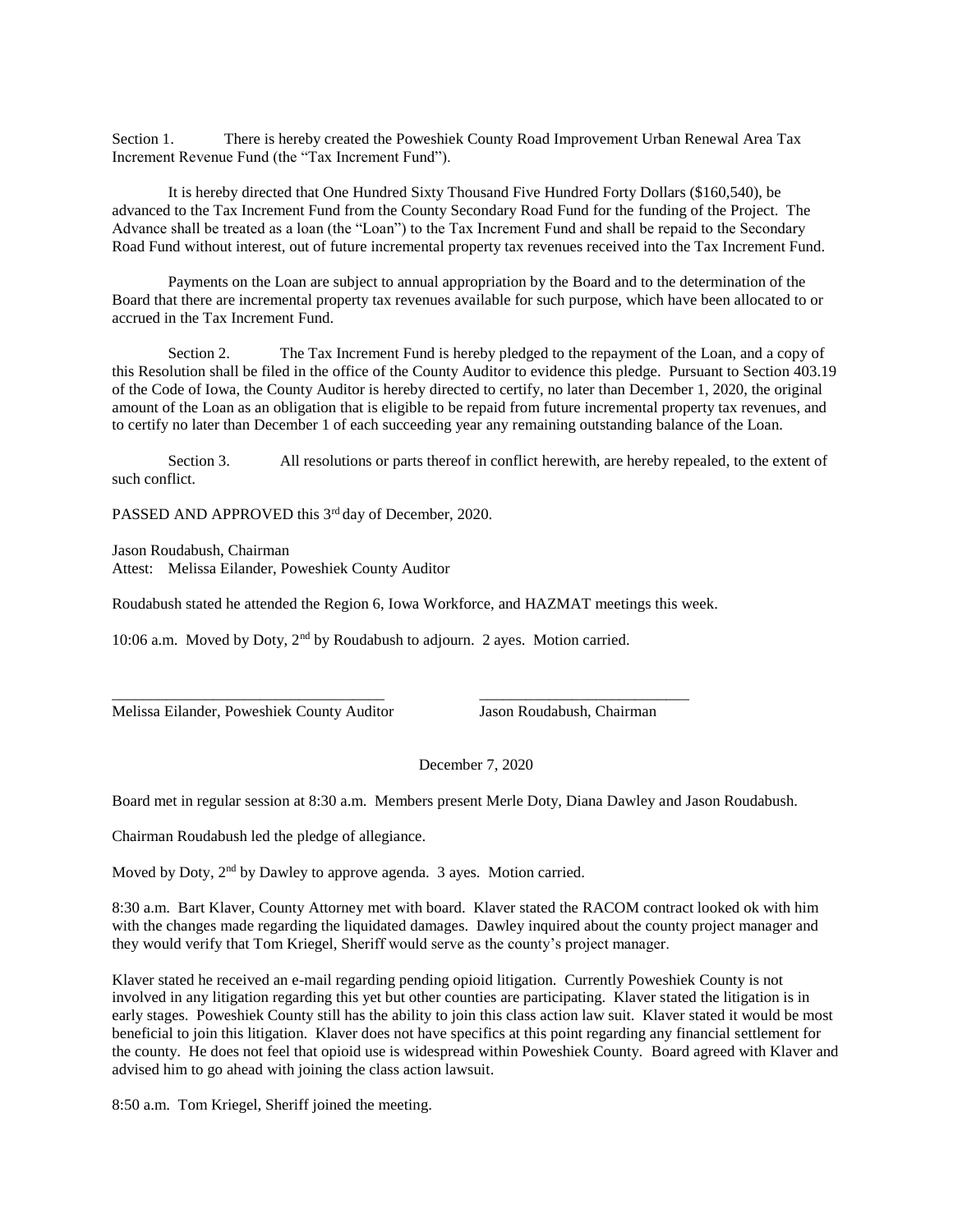Section 1. There is hereby created the Poweshiek County Road Improvement Urban Renewal Area Tax Increment Revenue Fund (the "Tax Increment Fund").

It is hereby directed that One Hundred Sixty Thousand Five Hundred Forty Dollars ($160,540), be advanced to the Tax Increment Fund from the County Secondary Road Fund for the funding of the Project. The Advance shall be treated as a loan (the "Loan") to the Tax Increment Fund and shall be repaid to the Secondary Road Fund without interest, out of future incremental property tax revenues received into the Tax Increment Fund.

Payments on the Loan are subject to annual appropriation by the Board and to the determination of the Board that there are incremental property tax revenues available for such purpose, which have been allocated to or accrued in the Tax Increment Fund.

Section 2. The Tax Increment Fund is hereby pledged to the repayment of the Loan, and a copy of this Resolution shall be filed in the office of the County Auditor to evidence this pledge. Pursuant to Section 403.19 of the Code of Iowa, the County Auditor is hereby directed to certify, no later than December 1, 2020, the original amount of the Loan as an obligation that is eligible to be repaid from future incremental property tax revenues, and to certify no later than December 1 of each succeeding year any remaining outstanding balance of the Loan.

Section 3. All resolutions or parts thereof in conflict herewith, are hereby repealed, to the extent of such conflict.

PASSED AND APPROVED this 3rd day of December, 2020.

Jason Roudabush, Chairman
Attest: Melissa Eilander, Poweshiek County Auditor

Roudabush stated he attended the Region 6, Iowa Workforce, and HAZMAT meetings this week.

10:06 a.m. Moved by Doty, 2nd by Roudabush to adjourn. 2 ayes. Motion carried.

\_\_\_\_\_\_\_\_\_\_\_\_\_\_\_\_\_\_\_\_\_\_\_\_\_\_\_\_\_\_\_\_\_\_\_ \_\_\_\_\_\_\_\_\_\_\_\_\_\_\_\_\_\_\_\_\_\_\_\_\_\_\_

Melissa Eilander, Poweshiek County Auditor Jason Roudabush, Chairman

December 7, 2020

Board met in regular session at 8:30 a.m. Members present Merle Doty, Diana Dawley and Jason Roudabush.

Chairman Roudabush led the pledge of allegiance.

Moved by Doty, 2nd by Dawley to approve agenda. 3 ayes. Motion carried.

8:30 a.m. Bart Klaver, County Attorney met with board. Klaver stated the RACOM contract looked ok with him with the changes made regarding the liquidated damages. Dawley inquired about the county project manager and they would verify that Tom Kriegel, Sheriff would serve as the county's project manager.

Klaver stated he received an e-mail regarding pending opioid litigation. Currently Poweshiek County is not involved in any litigation regarding this yet but other counties are participating. Klaver stated the litigation is in early stages. Poweshiek County still has the ability to join this class action law suit. Klaver stated it would be most beneficial to join this litigation. Klaver does not have specifics at this point regarding any financial settlement for the county. He does not feel that opioid use is widespread within Poweshiek County. Board agreed with Klaver and advised him to go ahead with joining the class action lawsuit.

8:50 a.m. Tom Kriegel, Sheriff joined the meeting.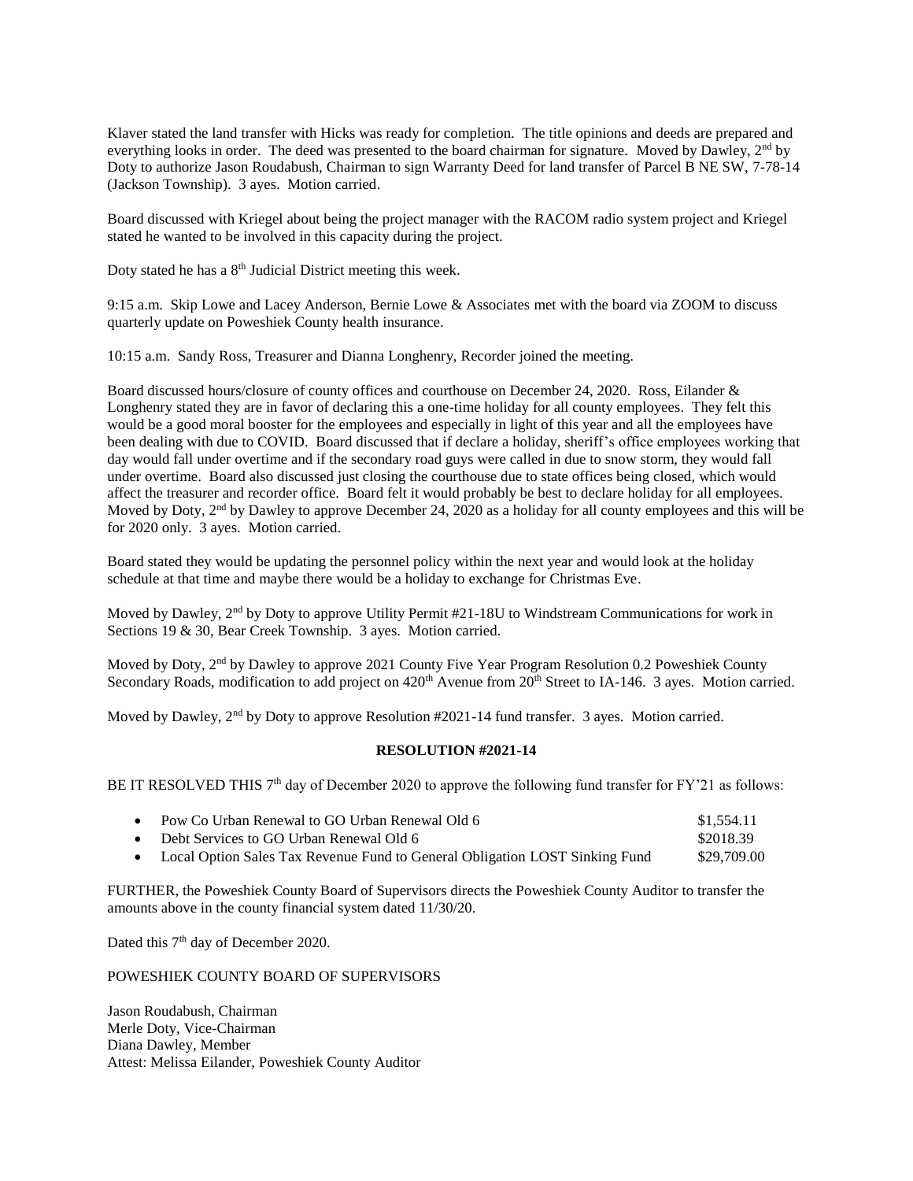Klaver stated the land transfer with Hicks was ready for completion. The title opinions and deeds are prepared and everything looks in order. The deed was presented to the board chairman for signature. Moved by Dawley, 2nd by Doty to authorize Jason Roudabush, Chairman to sign Warranty Deed for land transfer of Parcel B NE SW, 7-78-14 (Jackson Township). 3 ayes. Motion carried.

Board discussed with Kriegel about being the project manager with the RACOM radio system project and Kriegel stated he wanted to be involved in this capacity during the project.

Doty stated he has a 8th Judicial District meeting this week.

9:15 a.m. Skip Lowe and Lacey Anderson, Bernie Lowe & Associates met with the board via ZOOM to discuss quarterly update on Poweshiek County health insurance.

10:15 a.m. Sandy Ross, Treasurer and Dianna Longhenry, Recorder joined the meeting.

Board discussed hours/closure of county offices and courthouse on December 24, 2020. Ross, Eilander & Longhenry stated they are in favor of declaring this a one-time holiday for all county employees. They felt this would be a good moral booster for the employees and especially in light of this year and all the employees have been dealing with due to COVID. Board discussed that if declare a holiday, sheriff's office employees working that day would fall under overtime and if the secondary road guys were called in due to snow storm, they would fall under overtime. Board also discussed just closing the courthouse due to state offices being closed, which would affect the treasurer and recorder office. Board felt it would probably be best to declare holiday for all employees. Moved by Doty, 2nd by Dawley to approve December 24, 2020 as a holiday for all county employees and this will be for 2020 only. 3 ayes. Motion carried.

Board stated they would be updating the personnel policy within the next year and would look at the holiday schedule at that time and maybe there would be a holiday to exchange for Christmas Eve.

Moved by Dawley, 2nd by Doty to approve Utility Permit #21-18U to Windstream Communications for work in Sections 19 & 30, Bear Creek Township. 3 ayes. Motion carried.

Moved by Doty, 2nd by Dawley to approve 2021 County Five Year Program Resolution 0.2 Poweshiek County Secondary Roads, modification to add project on 420th Avenue from 20th Street to IA-146. 3 ayes. Motion carried.

Moved by Dawley, 2nd by Doty to approve Resolution #2021-14 fund transfer. 3 ayes. Motion carried.

**RESOLUTION #2021-14**

BE IT RESOLVED THIS 7th day of December 2020 to approve the following fund transfer for FY'21 as follows:

- Pow Co Urban Renewal to GO Urban Renewal Old 6 — $1,554.11
- Debt Services to GO Urban Renewal Old 6 — $2018.39
- Local Option Sales Tax Revenue Fund to General Obligation LOST Sinking Fund — $29,709.00

FURTHER, the Poweshiek County Board of Supervisors directs the Poweshiek County Auditor to transfer the amounts above in the county financial system dated 11/30/20.

Dated this 7th day of December 2020.

POWESHIEK COUNTY BOARD OF SUPERVISORS

Jason Roudabush, Chairman
Merle Doty, Vice-Chairman
Diana Dawley, Member
Attest: Melissa Eilander, Poweshiek County Auditor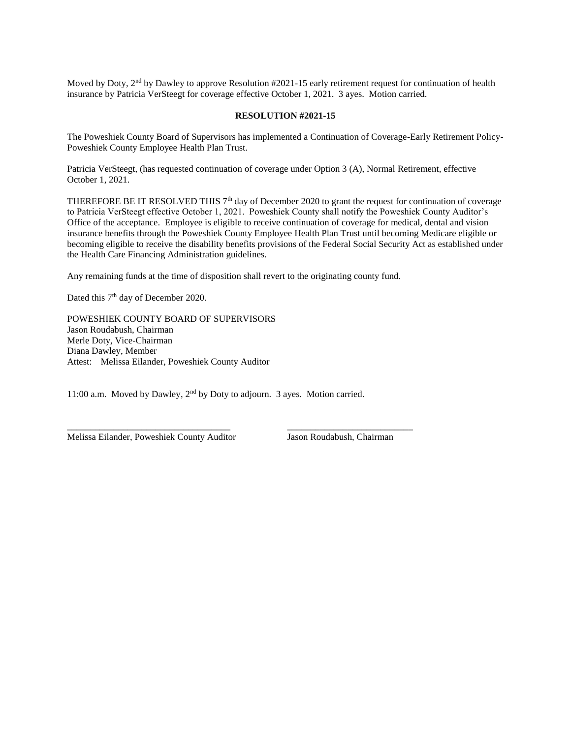Moved by Doty, 2nd by Dawley to approve Resolution #2021-15 early retirement request for continuation of health insurance by Patricia VerSteegt for coverage effective October 1, 2021. 3 ayes. Motion carried.

**RESOLUTION #2021-15**

The Poweshiek County Board of Supervisors has implemented a Continuation of Coverage-Early Retirement Policy-Poweshiek County Employee Health Plan Trust.

Patricia VerSteegt, (has requested continuation of coverage under Option 3 (A), Normal Retirement, effective October 1, 2021.

THEREFORE BE IT RESOLVED THIS 7th day of December 2020 to grant the request for continuation of coverage to Patricia VerSteegt effective October 1, 2021. Poweshiek County shall notify the Poweshiek County Auditor's Office of the acceptance. Employee is eligible to receive continuation of coverage for medical, dental and vision insurance benefits through the Poweshiek County Employee Health Plan Trust until becoming Medicare eligible or becoming eligible to receive the disability benefits provisions of the Federal Social Security Act as established under the Health Care Financing Administration guidelines.

Any remaining funds at the time of disposition shall revert to the originating county fund.

Dated this 7th day of December 2020.

POWESHIEK COUNTY BOARD OF SUPERVISORS
Jason Roudabush, Chairman
Merle Doty, Vice-Chairman
Diana Dawley, Member
Attest: Melissa Eilander, Poweshiek County Auditor

11:00 a.m. Moved by Dawley, 2nd by Doty to adjourn. 3 ayes. Motion carried.

\_\_\_\_\_\_\_\_\_\_\_\_\_\_\_\_\_\_\_\_\_\_\_\_\_\_\_\_\_\_\_\_\_\_\_ \_\_\_\_\_\_\_\_\_\_\_\_\_\_\_\_\_\_\_\_\_\_\_\_\_\_\_

Melissa Eilander, Poweshiek County Auditor Jason Roudabush, Chairman